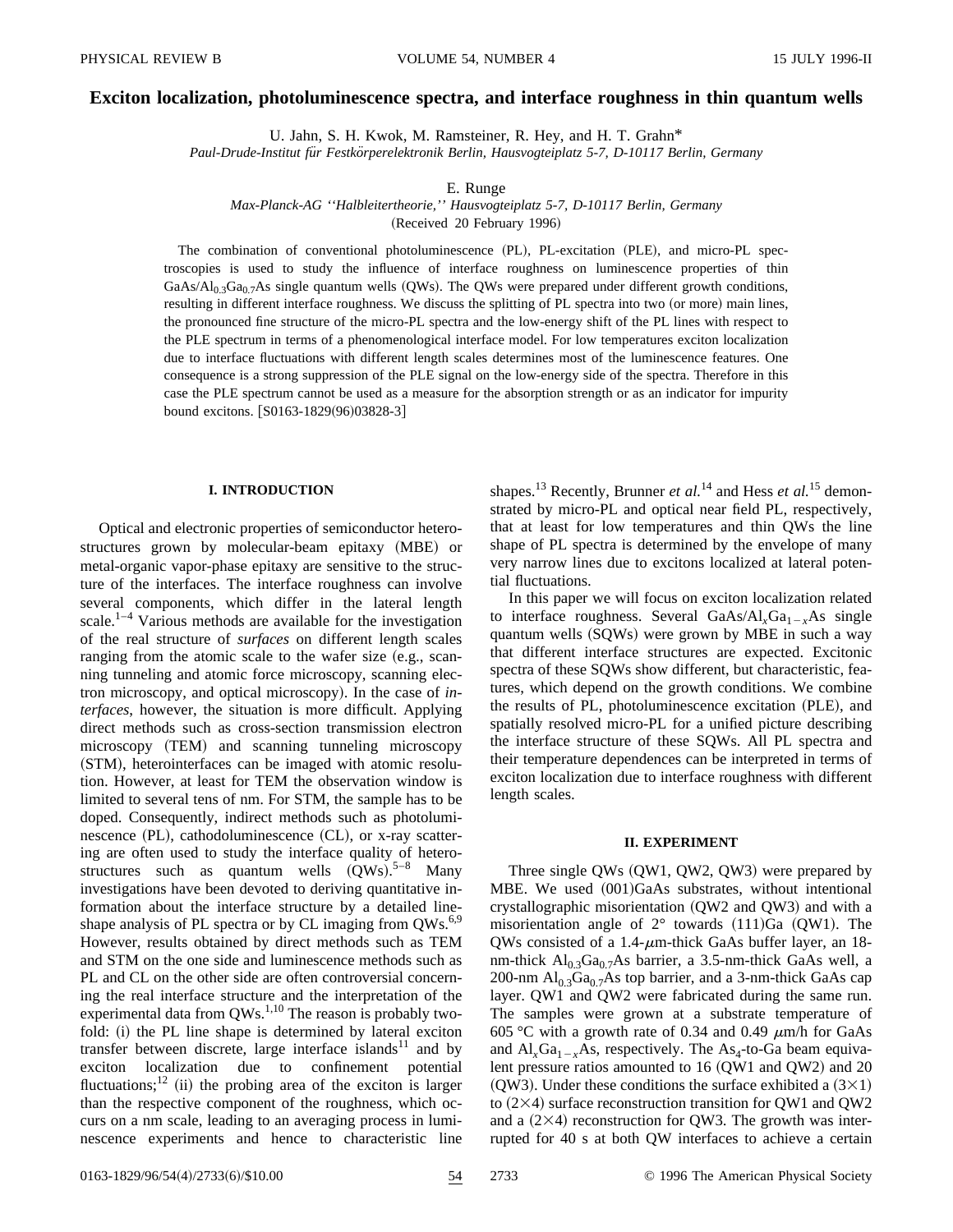# Exciton localization, photoluminescence spectra, and interface roughness in thin quantum wells

U. Jahn, S. H. Kwok, M. Ramsteiner, R. Hey, and H. T. Grahn*

*Paul-Drude-Institut für Festkörperelektronik Berlin, Hausvogteiplatz 5-7, D-10117 Berlin, Germany*

E. Runge

*Max-Planck-AG "Halbleitertheorie," Hausvogteiplatz 5-7, D-10117 Berlin, Germany*

(Received 20 February 1996)

The combination of conventional photoluminescence (PL), PL-excitation (PLE), and micro-PL spectroscopies is used to study the influence of interface roughness on luminescence properties of thin $GaAs/Al_{0.3}Ga_{0.7}As$ single quantum wells (QWs). The QWs were prepared under different growth conditions, resulting in different interface roughness. We discuss the splitting of PL spectra into two (or more) main lines, the pronounced fine structure of the micro-PL spectra and the low-energy shift of the PL lines with respect to the PLE spectrum in terms of a phenomenological interface model. For low temperatures exciton localization due to interface fluctuations with different length scales determines most of the luminescence features. One consequence is a strong suppression of the PLE signal on the low-energy side of the spectra. Therefore in this case the PLE spectrum cannot be used as a measure for the absorption strength or as an indicator for impurity bound excitons. [S0163-1829(96)03828-3]

## I. INTRODUCTION

Optical and electronic properties of semiconductor heterostructures grown by molecular-beam epitaxy (MBE) or metal-organic vapor-phase epitaxy are sensitive to the structure of the interfaces. The interface roughness can involve several components, which differ in the lateral length scale.[1–4] Various methods are available for the investigation of the real structure of *surfaces* on different length scales ranging from the atomic scale to the wafer size (e.g., scanning tunneling and atomic force microscopy, scanning electron microscopy, and optical microscopy). In the case of *interfaces*, however, the situation is more difficult. Applying direct methods such as cross-section transmission electron microscopy (TEM) and scanning tunneling microscopy (STM), heterointerfaces can be imaged with atomic resolution. However, at least for TEM the observation window is limited to several tens of nm. For STM, the sample has to be doped. Consequently, indirect methods such as photoluminescence (PL), cathodoluminescence (CL), or x-ray scattering are often used to study the interface quality of heterostructures such as quantum wells (QWs).[5–8] Many investigations have been devoted to deriving quantitative information about the interface structure by a detailed line-shape analysis of PL spectra or by CL imaging from QWs.[6,9] However, results obtained by direct methods such as TEM and STM on the one side and luminescence methods such as PL and CL on the other side are often controversial concerning the real interface structure and the interpretation of the experimental data from QWs.[1,10] The reason is probably twofold: (i) the PL line shape is determined by lateral exciton transfer between discrete, large interface islands[11] and by exciton localization due to confinement potential fluctuations;[12] (ii) the probing area of the exciton is larger than the respective component of the roughness, which occurs on a nm scale, leading to an averaging process in luminescence experiments and hence to characteristic line shapes.[13] Recently, Brunner *et al.*[14] and Hess *et al.*[15] demonstrated by micro-PL and optical near field PL, respectively, that at least for low temperatures and thin QWs the line shape of PL spectra is determined by the envelope of many very narrow lines due to excitons localized at lateral potential fluctuations.

In this paper we will focus on exciton localization related to interface roughness. Several $GaAs/Al_xGa_{1-x}As$ single quantum wells (SQWs) were grown by MBE in such a way that different interface structures are expected. Excitonic spectra of these SQWs show different, but characteristic, features, which depend on the growth conditions. We combine the results of PL, photoluminescence excitation (PLE), and spatially resolved micro-PL for a unified picture describing the interface structure of these SQWs. All PL spectra and their temperature dependences can be interpreted in terms of exciton localization due to interface roughness with different length scales.

## II. EXPERIMENT

Three single QWs (QW1, QW2, QW3) were prepared by MBE. We used (001)GaAs substrates, without intentional crystallographic misorientation (QW2 and QW3) and with a misorientation angle of 2° towards (111)Ga (QW1). The QWs consisted of a 1.4-$\mu$m-thick GaAs buffer layer, an 18-nm-thick $Al_{0.3}Ga_{0.7}As$ barrier, a 3.5-nm-thick GaAs well, a 200-nm $Al_{0.3}Ga_{0.7}As$ top barrier, and a 3-nm-thick GaAs cap layer. QW1 and QW2 were fabricated during the same run. The samples were grown at a substrate temperature of 605 °C with a growth rate of 0.34 and 0.49 $\mu$m/h for GaAs and $Al_xGa_{1-x}As$, respectively. The $As_4$-to-Ga beam equivalent pressure ratios amounted to 16 (QW1 and QW2) and 20 (QW3). Under these conditions the surface exhibited a (3×1) to (2×4) surface reconstruction transition for QW1 and QW2 and a (2×4) reconstruction for QW3. The growth was interrupted for 40 s at both QW interfaces to achieve a certain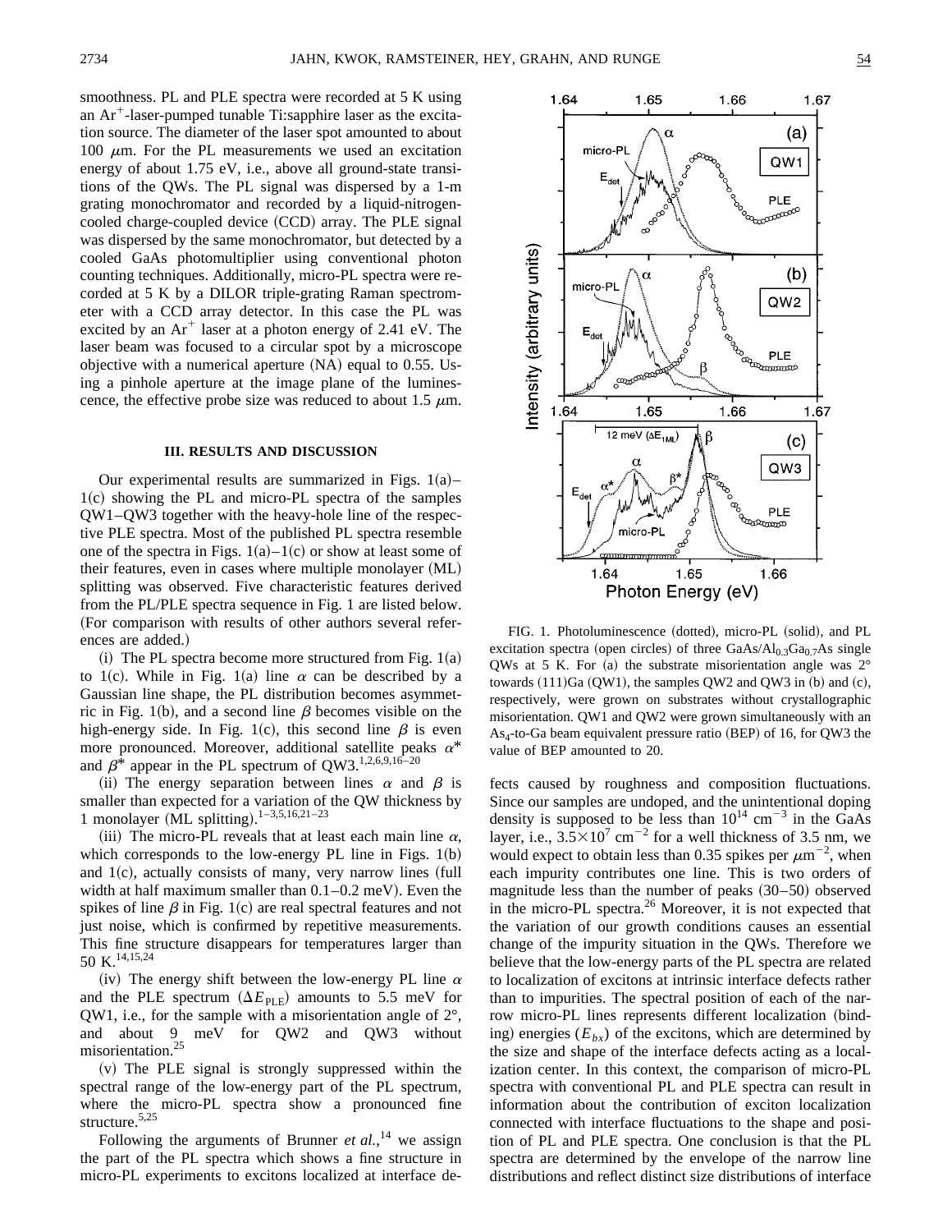smoothness. PL and PLE spectra were recorded at 5 K using an $Ar^+$-laser-pumped tunable Ti:sapphire laser as the excitation source. The diameter of the laser spot amounted to about 100 $\mu$m. For the PL measurements we used an excitation energy of about 1.75 eV, i.e., above all ground-state transitions of the QWs. The PL signal was dispersed by a 1-m grating monochromator and recorded by a liquid-nitrogen-cooled charge-coupled device (CCD) array. The PLE signal was dispersed by the same monochromator, but detected by a cooled GaAs photomultiplier using conventional photon counting techniques. Additionally, micro-PL spectra were recorded at 5 K by a DILOR triple-grating Raman spectrometer with a CCD array detector. In this case the PL was excited by an $Ar^+$ laser at a photon energy of 2.41 eV. The laser beam was focused to a circular spot by a microscope objective with a numerical aperture (NA) equal to 0.55. Using a pinhole aperture at the image plane of the luminescence, the effective probe size was reduced to about 1.5 $\mu$m.

### III. RESULTS AND DISCUSSION

Our experimental results are summarized in Figs. 1(a)–1(c) showing the PL and micro-PL spectra of the samples QW1–QW3 together with the heavy-hole line of the respective PLE spectra. Most of the published PL spectra resemble one of the spectra in Figs. 1(a)–1(c) or show at least some of their features, even in cases where multiple monolayer (ML) splitting was observed. Five characteristic features derived from the PL/PLE spectra sequence in Fig. 1 are listed below. (For comparison with results of other authors several references are added.)

(i) The PL spectra become more structured from Fig. 1(a) to 1(c). While in Fig. 1(a) line $\alpha$ can be described by a Gaussian line shape, the PL distribution becomes asymmetric in Fig. 1(b), and a second line $\beta$ becomes visible on the high-energy side. In Fig. 1(c), this second line $\beta$ is even more pronounced. Moreover, additional satellite peaks $\alpha^*$ and $\beta^*$ appear in the PL spectrum of QW3.[1,2,6,9,16–20]

(ii) The energy separation between lines $\alpha$ and $\beta$ is smaller than expected for a variation of the QW thickness by 1 monolayer (ML splitting).[1–3,5,16,21–23]

(iii) The micro-PL reveals that at least each main line $\alpha$, which corresponds to the low-energy PL line in Figs. 1(b) and 1(c), actually consists of many, very narrow lines (full width at half maximum smaller than 0.1–0.2 meV). Even the spikes of line $\beta$ in Fig. 1(c) are real spectral features and not just noise, which is confirmed by repetitive measurements. This fine structure disappears for temperatures larger than 50 K.[14,15,24]

(iv) The energy shift between the low-energy PL line $\alpha$ and the PLE spectrum ($\Delta E_{\mathrm{PLE}}$) amounts to 5.5 meV for QW1, i.e., for the sample with a misorientation angle of 2°, and about 9 meV for QW2 and QW3 without misorientation.[25]

(v) The PLE signal is strongly suppressed within the spectral range of the low-energy part of the PL spectrum, where the micro-PL spectra show a pronounced fine structure.[5,25]

Following the arguments of Brunner *et al.*,[14] we assign the part of the PL spectra which shows a fine structure in micro-PL experiments to excitons localized at interface defects caused by roughness and composition fluctuations. Since our samples are undoped, and the unintentional doping density is supposed to be less than $10^{14}$ cm$^{-3}$ in the GaAs layer, i.e., $3.5\times10^7$ cm$^{-2}$ for a well thickness of 3.5 nm, we would expect to obtain less than 0.35 spikes per $\mu$m$^{-2}$, when each impurity contributes one line. This is two orders of magnitude less than the number of peaks (30–50) observed in the micro-PL spectra.[26] Moreover, it is not expected that the variation of our growth conditions causes an essential change of the impurity situation in the QWs. Therefore we believe that the low-energy parts of the PL spectra are related to localization of excitons at intrinsic interface defects rather than to impurities. The spectral position of each of the narrow micro-PL lines represents different localization (binding) energies ($E_{bx}$) of the excitons, which are determined by the size and shape of the interface defects acting as a localization center. In this context, the comparison of micro-PL spectra with conventional PL and PLE spectra can result in information about the contribution of exciton localization connected with interface fluctuations to the shape and position of PL and PLE spectra. One conclusion is that the PL spectra are determined by the envelope of the narrow line distributions and reflect distinct size distributions of interface

FIG. 1. Photoluminescence (dotted), micro-PL (solid), and PL excitation spectra (open circles) of three GaAs/$Al_{0.3}Ga_{0.7}As$ single QWs at 5 K. For (a) the substrate misorientation angle was 2° towards (111)Ga (QW1), the samples QW2 and QW3 in (b) and (c), respectively, were grown on substrates without crystallographic misorientation. QW1 and QW2 were grown simultaneously with an $As_4$-to-Ga beam equivalent pressure ratio (BEP) of 16, for QW3 the value of BEP amounted to 20.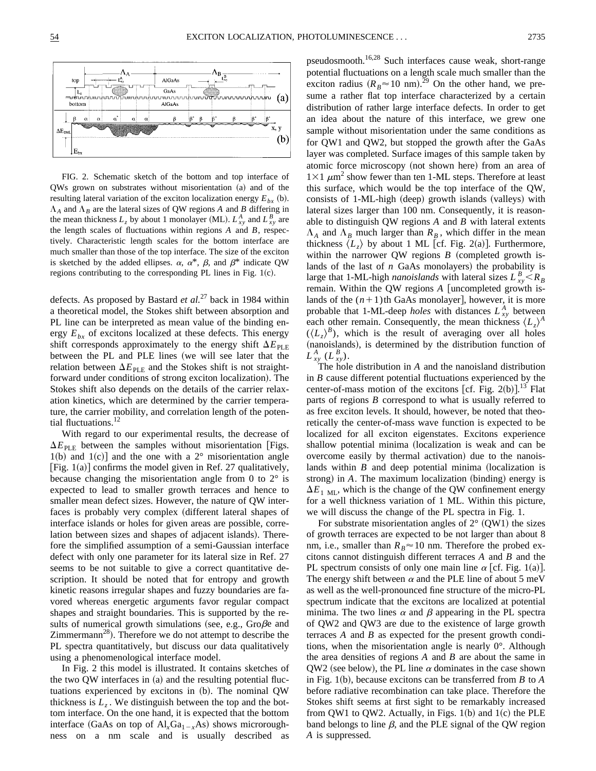FIG. 2. Schematic sketch of the bottom and top interface of QWs grown on substrates without misorientation (a) and of the resulting lateral variation of the exciton localization energy $E_{bx}$ (b). $\Lambda_A$ and $\Lambda_B$ are the lateral sizes of QW regions $A$ and $B$ differing in the mean thickness $L_z$ by about 1 monolayer (ML). $L_{xy}^A$ and $L_{xy}^B$ are the length scales of fluctuations within regions $A$ and $B$, respectively. Characteristic length scales for the bottom interface are much smaller than those of the top interface. The size of the exciton is sketched by the added ellipses. $\alpha$, $\alpha^*$, $\beta$, and $\beta^*$ indicate QW regions contributing to the corresponding PL lines in Fig. 1(c).

defects. As proposed by Bastard *et al.*[27] back in 1984 within a theoretical model, the Stokes shift between absorption and PL line can be interpreted as mean value of the binding energy $E_{bx}$ of excitons localized at these defects. This energy shift corresponds approximately to the energy shift $\Delta E_{\mathrm{PLE}}$ between the PL and PLE lines (we will see later that the relation between $\Delta E_{\mathrm{PLE}}$ and the Stokes shift is not straightforward under conditions of strong exciton localization). The Stokes shift also depends on the details of the carrier relaxation kinetics, which are determined by the carrier temperature, the carrier mobility, and correlation length of the potential fluctuations.[12]

With regard to our experimental results, the decrease of $\Delta E_{\mathrm{PLE}}$ between the samples without misorientation [Figs. 1(b) and 1(c)] and the one with a 2° misorientation angle [Fig. 1(a)] confirms the model given in Ref. 27 qualitatively, because changing the misorientation angle from 0 to 2° is expected to lead to smaller growth terraces and hence to smaller mean defect sizes. However, the nature of QW interfaces is probably very complex (different lateral shapes of interface islands or holes for given areas are possible, correlation between sizes and shapes of adjacent islands). Therefore the simplified assumption of a semi-Gaussian interface defect with only one parameter for its lateral size in Ref. 27 seems to be not suitable to give a correct quantitative description. It should be noted that for entropy and growth kinetic reasons irregular shapes and fuzzy boundaries are favored whereas energetic arguments favor regular compact shapes and straight boundaries. This is supported by the results of numerical growth simulations (see, e.g., Große and Zimmermann[28]). Therefore we do not attempt to describe the PL spectra quantitatively, but discuss our data qualitatively using a phenomenological interface model.

In Fig. 2 this model is illustrated. It contains sketches of the two QW interfaces in (a) and the resulting potential fluctuations experienced by excitons in (b). The nominal QW thickness is $L_z$. We distinguish between the top and the bottom interface. On the one hand, it is expected that the bottom interface (GaAs on top of $Al_xGa_{1-x}As$) shows microroughness on a nm scale and is usually described as pseudosmooth.[16,28] Such interfaces cause weak, short-range potential fluctuations on a length scale much smaller than the exciton radius ($R_B \approx 10$ nm).[29] On the other hand, we presume a rather flat top interface characterized by a certain distribution of rather large interface defects. In order to get an idea about the nature of this interface, we grew one sample without misorientation under the same conditions as for QW1 and QW2, but stopped the growth after the GaAs layer was completed. Surface images of this sample taken by atomic force microscopy (not shown here) from an area of $1\times 1$ $\mu\mathrm{m}^2$ show fewer than ten 1-ML steps. Therefore at least this surface, which would be the top interface of the QW, consists of 1-ML-high (deep) growth islands (valleys) with lateral sizes larger than 100 nm. Consequently, it is reasonable to distinguish QW regions $A$ and $B$ with lateral extents $\Lambda_A$ and $\Lambda_B$ much larger than $R_B$, which differ in the mean thickness $\langle L_z\rangle$ by about 1 ML [cf. Fig. 2(a)]. Furthermore, within the narrower QW regions $B$ (completed growth islands of the last of $n$ GaAs monolayers) the probability is large that 1-ML-high *nanoislands* with lateral sizes $L_{xy}^B < R_B$ remain. Within the QW regions $A$ [uncompleted growth islands of the $(n+1)$th GaAs monolayer], however, it is more probable that 1-ML-deep *holes* with distances $L_{xy}^A$ between each other remain. Consequently, the mean thickness $\langle L_z\rangle^A$ ($\langle L_z\rangle^B$), which is the result of averaging over all holes (nanoislands), is determined by the distribution function of $L_{xy}^A$ ($L_{xy}^B$).

The hole distribution in $A$ and the nanoisland distribution in $B$ cause different potential fluctuations experienced by the center-of-mass motion of the excitons [cf. Fig. 2(b)].[13] Flat parts of regions $B$ correspond to what is usually referred to as free exciton levels. It should, however, be noted that theoretically the center-of-mass wave function is expected to be localized for all exciton eigenstates. Excitons experience shallow potential minima (localization is weak and can be overcome easily by thermal activation) due to the nanoislands within $B$ and deep potential minima (localization is strong) in $A$. The maximum localization (binding) energy is $\Delta E_{1\ \mathrm{ML}}$, which is the change of the QW confinement energy for a well thickness variation of 1 ML. Within this picture, we will discuss the change of the PL spectra in Fig. 1.

For substrate misorientation angles of 2° (QW1) the sizes of growth terraces are expected to be not larger than about 8 nm, i.e., smaller than $R_B \approx 10$ nm. Therefore the probed excitons cannot distinguish different terraces $A$ and $B$ and the PL spectrum consists of only one main line $\alpha$ [cf. Fig. 1(a)]. The energy shift between $\alpha$ and the PLE line of about 5 meV as well as the well-pronounced fine structure of the micro-PL spectrum indicate that the excitons are localized at potential minima. The two lines $\alpha$ and $\beta$ appearing in the PL spectra of QW2 and QW3 are due to the existence of large growth terraces $A$ and $B$ as expected for the present growth conditions, when the misorientation angle is nearly 0°. Although the area densities of regions $A$ and $B$ are about the same in QW2 (see below), the PL line $\alpha$ dominates in the case shown in Fig. 1(b), because excitons can be transferred from $B$ to $A$ before radiative recombination can take place. Therefore the Stokes shift seems at first sight to be remarkably increased from QW1 to QW2. Actually, in Figs. 1(b) and 1(c) the PLE band belongs to line $\beta$, and the PLE signal of the QW region $A$ is suppressed.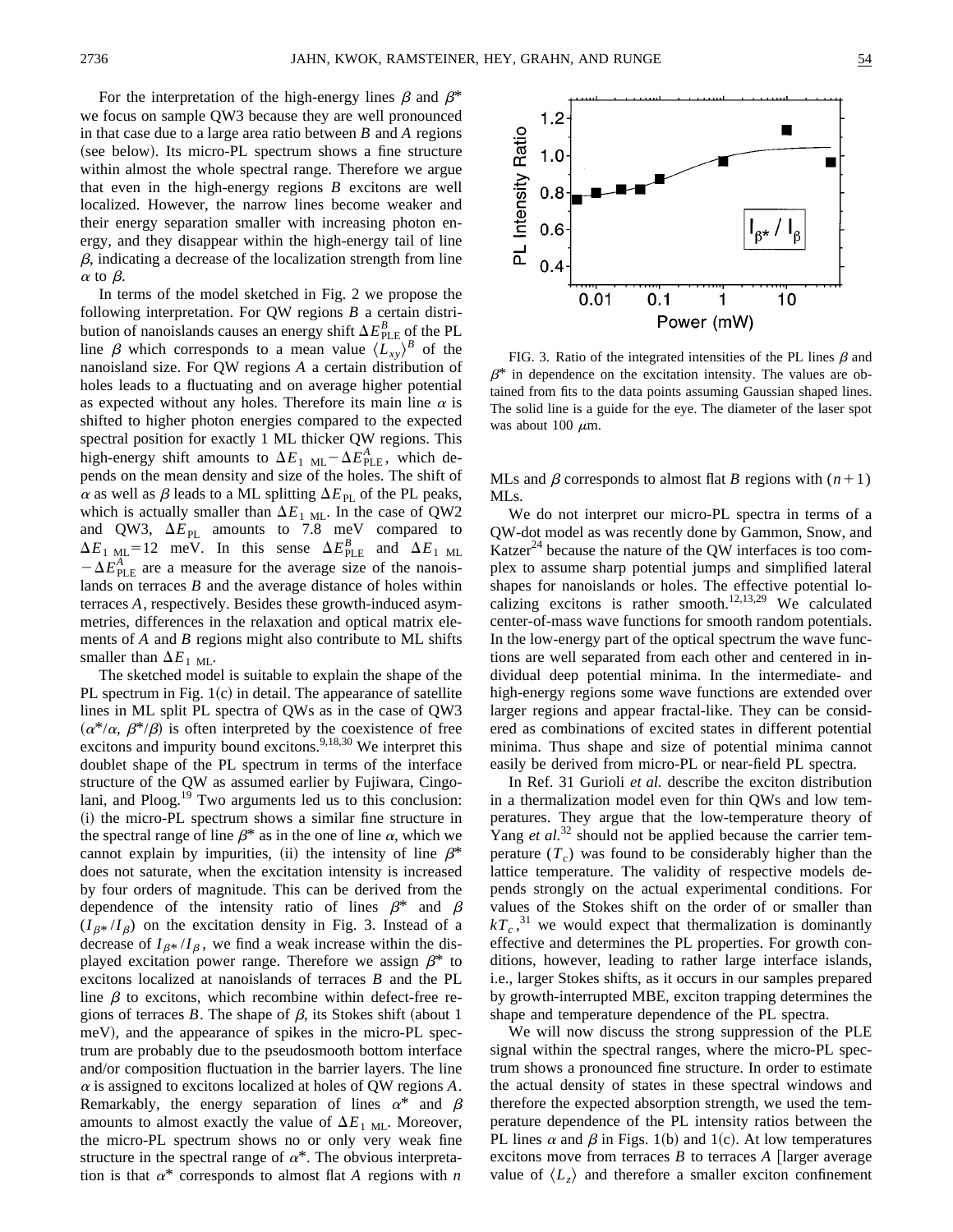For the interpretation of the high-energy lines $\beta$ and $\beta^*$ we focus on sample QW3 because they are well pronounced in that case due to a large area ratio between $B$ and $A$ regions (see below). Its micro-PL spectrum shows a fine structure within almost the whole spectral range. Therefore we argue that even in the high-energy regions $B$ excitons are well localized. However, the narrow lines become weaker and their energy separation smaller with increasing photon energy, and they disappear within the high-energy tail of line $\beta$, indicating a decrease of the localization strength from line $\alpha$ to $\beta$.

In terms of the model sketched in Fig. 2 we propose the following interpretation. For QW regions $B$ a certain distribution of nanoislands causes an energy shift $\Delta E_{\mathrm{PLE}}^{B}$ of the PL line $\beta$ which corresponds to a mean value $\langle L_{xy}\rangle^{B}$ of the nanoisland size. For QW regions $A$ a certain distribution of holes leads to a fluctuating and on average higher potential as expected without any holes. Therefore its main line $\alpha$ is shifted to higher photon energies compared to the expected spectral position for exactly 1 ML thicker QW regions. This high-energy shift amounts to $\Delta E_{1\ \mathrm{ML}} - \Delta E_{\mathrm{PLE}}^{A}$, which depends on the mean density and size of the holes. The shift of $\alpha$ as well as $\beta$ leads to a ML splitting $\Delta E_{\mathrm{PL}}$ of the PL peaks, which is actually smaller than $\Delta E_{1\ \mathrm{ML}}$. In the case of QW2 and QW3, $\Delta E_{\mathrm{PL}}$ amounts to 7.8 meV compared to $\Delta E_{1\ \mathrm{ML}} = 12$ meV. In this sense $\Delta E_{\mathrm{PLE}}^{B}$ and $\Delta E_{1\ \mathrm{ML}} - \Delta E_{\mathrm{PLE}}^{A}$ are a measure for the average size of the nanoislands on terraces $B$ and the average distance of holes within terraces $A$, respectively. Besides these growth-induced asymmetries, differences in the relaxation and optical matrix elements of $A$ and $B$ regions might also contribute to ML shifts smaller than $\Delta E_{1\ \mathrm{ML}}$.

The sketched model is suitable to explain the shape of the PL spectrum in Fig. 1(c) in detail. The appearance of satellite lines in ML split PL spectra of QWs as in the case of QW3 ($\alpha^*/\alpha$, $\beta^*/\beta$) is often interpreted by the coexistence of free excitons and impurity bound excitons.[9,18,30] We interpret this doublet shape of the PL spectrum in terms of the interface structure of the QW as assumed earlier by Fujiwara, Cingolani, and Ploog.[19] Two arguments led us to this conclusion: (i) the micro-PL spectrum shows a similar fine structure in the spectral range of line $\beta^*$ as in the one of line $\alpha$, which we cannot explain by impurities, (ii) the intensity of line $\beta^*$ does not saturate, when the excitation intensity is increased by four orders of magnitude. This can be derived from the dependence of the intensity ratio of lines $\beta^*$ and $\beta$ ($I_{\beta^*}/I_{\beta}$) on the excitation density in Fig. 3. Instead of a decrease of $I_{\beta^*}/I_{\beta}$, we find a weak increase within the displayed excitation power range. Therefore we assign $\beta^*$ to excitons localized at nanoislands of terraces $B$ and the PL line $\beta$ to excitons, which recombine within defect-free regions of terraces $B$. The shape of $\beta$, its Stokes shift (about 1 meV), and the appearance of spikes in the micro-PL spectrum are probably due to the pseudosmooth bottom interface and/or composition fluctuation in the barrier layers. The line $\alpha$ is assigned to excitons localized at holes of QW regions $A$. Remarkably, the energy separation of lines $\alpha^*$ and $\beta$ amounts to almost exactly the value of $\Delta E_{1\ \mathrm{ML}}$. Moreover, the micro-PL spectrum shows no or only very weak fine structure in the spectral range of $\alpha^*$. The obvious interpretation is that $\alpha^*$ corresponds to almost flat $A$ regions with $n$ MLs and $\beta$ corresponds to almost flat $B$ regions with $(n+1)$ MLs.

FIG. 3. Ratio of the integrated intensities of the PL lines $\beta$ and $\beta^*$ in dependence on the excitation intensity. The values are obtained from fits to the data points assuming Gaussian shaped lines. The solid line is a guide for the eye. The diameter of the laser spot was about 100 $\mu$m.

We do not interpret our micro-PL spectra in terms of a QW-dot model as was recently done by Gammon, Snow, and Katzer[24] because the nature of the QW interfaces is too complex to assume sharp potential jumps and simplified lateral shapes for nanoislands or holes. The effective potential localizing excitons is rather smooth.[12,13,29] We calculated center-of-mass wave functions for smooth random potentials. In the low-energy part of the optical spectrum the wave functions are well separated from each other and centered in individual deep potential minima. In the intermediate- and high-energy regions some wave functions are extended over larger regions and appear fractal-like. They can be considered as combinations of excited states in different potential minima. Thus shape and size of potential minima cannot easily be derived from micro-PL or near-field PL spectra.

In Ref. 31 Gurioli *et al.* describe the exciton distribution in a thermalization model even for thin QWs and low temperatures. They argue that the low-temperature theory of Yang *et al.*[32] should not be applied because the carrier temperature ($T_c$) was found to be considerably higher than the lattice temperature. The validity of respective models depends strongly on the actual experimental conditions. For values of the Stokes shift on the order of or smaller than $kT_c$,[31] we would expect that thermalization is dominantly effective and determines the PL properties. For growth conditions, however, leading to rather large interface islands, i.e., larger Stokes shifts, as it occurs in our samples prepared by growth-interrupted MBE, exciton trapping determines the shape and temperature dependence of the PL spectra.

We will now discuss the strong suppression of the PLE signal within the spectral ranges, where the micro-PL spectrum shows a pronounced fine structure. In order to estimate the actual density of states in these spectral windows and therefore the expected absorption strength, we used the temperature dependence of the PL intensity ratios between the PL lines $\alpha$ and $\beta$ in Figs. 1(b) and 1(c). At low temperatures excitons move from terraces $B$ to terraces $A$ [larger average value of $\langle L_z\rangle$ and therefore a smaller exciton confinement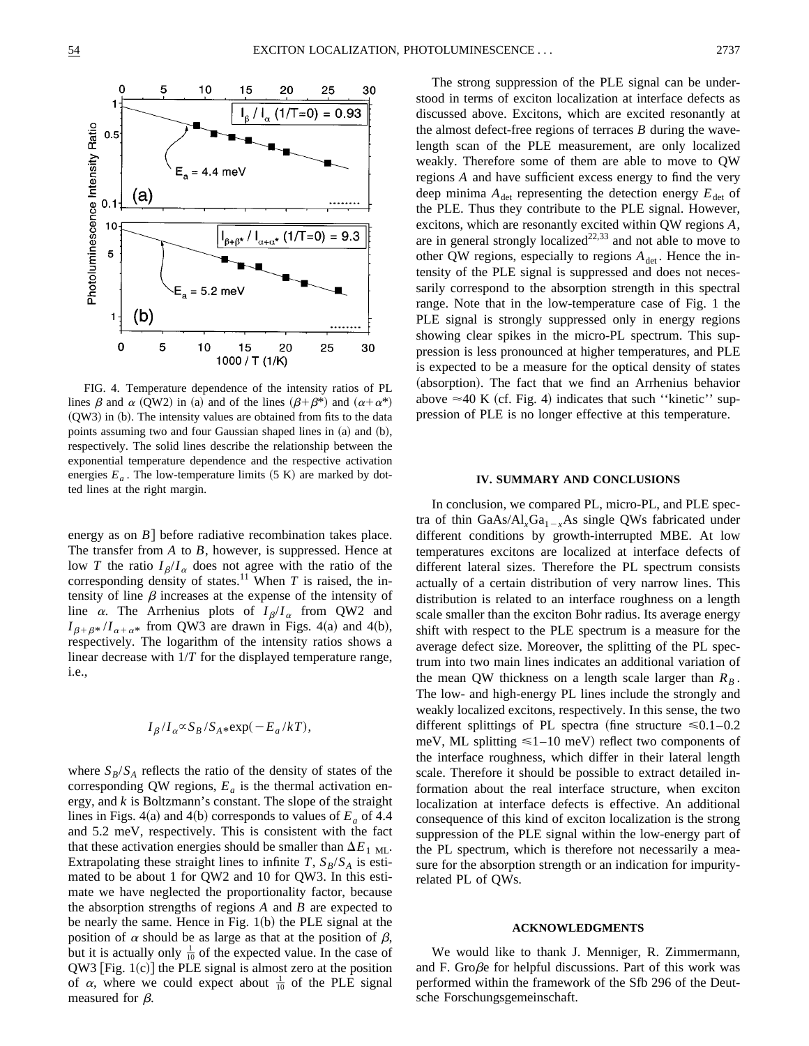FIG. 4. Temperature dependence of the intensity ratios of PL lines $\beta$ and $\alpha$ (QW2) in (a) and of the lines ($\beta+\beta^*$) and ($\alpha+\alpha^*$) (QW3) in (b). The intensity values are obtained from fits to the data points assuming two and four Gaussian shaped lines in (a) and (b), respectively. The solid lines describe the relationship between the exponential temperature dependence and the respective activation energies $E_a$. The low-temperature limits (5 K) are marked by dotted lines at the right margin.

energy as on $B$] before radiative recombination takes place. The transfer from $A$ to $B$, however, is suppressed. Hence at low $T$ the ratio $I_\beta/I_\alpha$ does not agree with the ratio of the corresponding density of states.[11] When $T$ is raised, the intensity of line $\beta$ increases at the expense of the intensity of line $\alpha$. The Arrhenius plots of $I_\beta/I_\alpha$ from QW2 and $I_{\beta+\beta^*}/I_{\alpha+\alpha^*}$ from QW3 are drawn in Figs. 4(a) and 4(b), respectively. The logarithm of the intensity ratios shows a linear decrease with $1/T$ for the displayed temperature range, i.e.,

$$I_\beta/I_\alpha \propto S_B/S_{A^*}\exp(-E_a/kT),$$

where $S_B/S_A$ reflects the ratio of the density of states of the corresponding QW regions, $E_a$ is the thermal activation energy, and $k$ is Boltzmann's constant. The slope of the straight lines in Figs. 4(a) and 4(b) corresponds to values of $E_a$ of 4.4 and 5.2 meV, respectively. This is consistent with the fact that these activation energies should be smaller than $\Delta E_{1\ \mathrm{ML}}$. Extrapolating these straight lines to infinite $T$, $S_B/S_A$ is estimated to be about 1 for QW2 and 10 for QW3. In this estimate we have neglected the proportionality factor, because the absorption strengths of regions $A$ and $B$ are expected to be nearly the same. Hence in Fig. 1(b) the PLE signal at the position of $\alpha$ should be as large as that at the position of $\beta$, but it is actually only $\frac{1}{10}$ of the expected value. In the case of QW3 [Fig. 1(c)] the PLE signal is almost zero at the position of $\alpha$, where we could expect about $\frac{1}{10}$ of the PLE signal measured for $\beta$.

The strong suppression of the PLE signal can be understood in terms of exciton localization at interface defects as discussed above. Excitons, which are excited resonantly at the almost defect-free regions of terraces $B$ during the wavelength scan of the PLE measurement, are only localized weakly. Therefore some of them are able to move to QW regions $A$ and have sufficient excess energy to find the very deep minima $A_{\mathrm{det}}$ representing the detection energy $E_{\mathrm{det}}$ of the PLE. Thus they contribute to the PLE signal. However, excitons, which are resonantly excited within QW regions $A$, are in general strongly localized[22,33] and not able to move to other QW regions, especially to regions $A_{\mathrm{det}}$. Hence the intensity of the PLE signal is suppressed and does not necessarily correspond to the absorption strength in this spectral range. Note that in the low-temperature case of Fig. 1 the PLE signal is strongly suppressed only in energy regions showing clear spikes in the micro-PL spectrum. This suppression is less pronounced at higher temperatures, and PLE is expected to be a measure for the optical density of states (absorption). The fact that we find an Arrhenius behavior above ≈40 K (cf. Fig. 4) indicates that such ''kinetic'' suppression of PLE is no longer effective at this temperature.

## IV. SUMMARY AND CONCLUSIONS

In conclusion, we compared PL, micro-PL, and PLE spectra of thin GaAs/$Al_xGa_{1-x}As$ single QWs fabricated under different conditions by growth-interrupted MBE. At low temperatures excitons are localized at interface defects of different lateral sizes. Therefore the PL spectrum consists actually of a certain distribution of very narrow lines. This distribution is related to an interface roughness on a length scale smaller than the exciton Bohr radius. Its average energy shift with respect to the PLE spectrum is a measure for the average defect size. Moreover, the splitting of the PL spectrum into two main lines indicates an additional variation of the mean QW thickness on a length scale larger than $R_B$. The low- and high-energy PL lines include the strongly and weakly localized excitons, respectively. In this sense, the two different splittings of PL spectra (fine structure ≤0.1–0.2 meV, ML splitting ≤1–10 meV) reflect two components of the interface roughness, which differ in their lateral length scale. Therefore it should be possible to extract detailed information about the real interface structure, when exciton localization at interface defects is effective. An additional consequence of this kind of exciton localization is the strong suppression of the PLE signal within the low-energy part of the PL spectrum, which is therefore not necessarily a measure for the absorption strength or an indication for impurity-related PL of QWs.

## ACKNOWLEDGMENTS

We would like to thank J. Menniger, R. Zimmermann, and F. Groβe for helpful discussions. Part of this work was performed within the framework of the Sfb 296 of the Deutsche Forschungsgemeinschaft.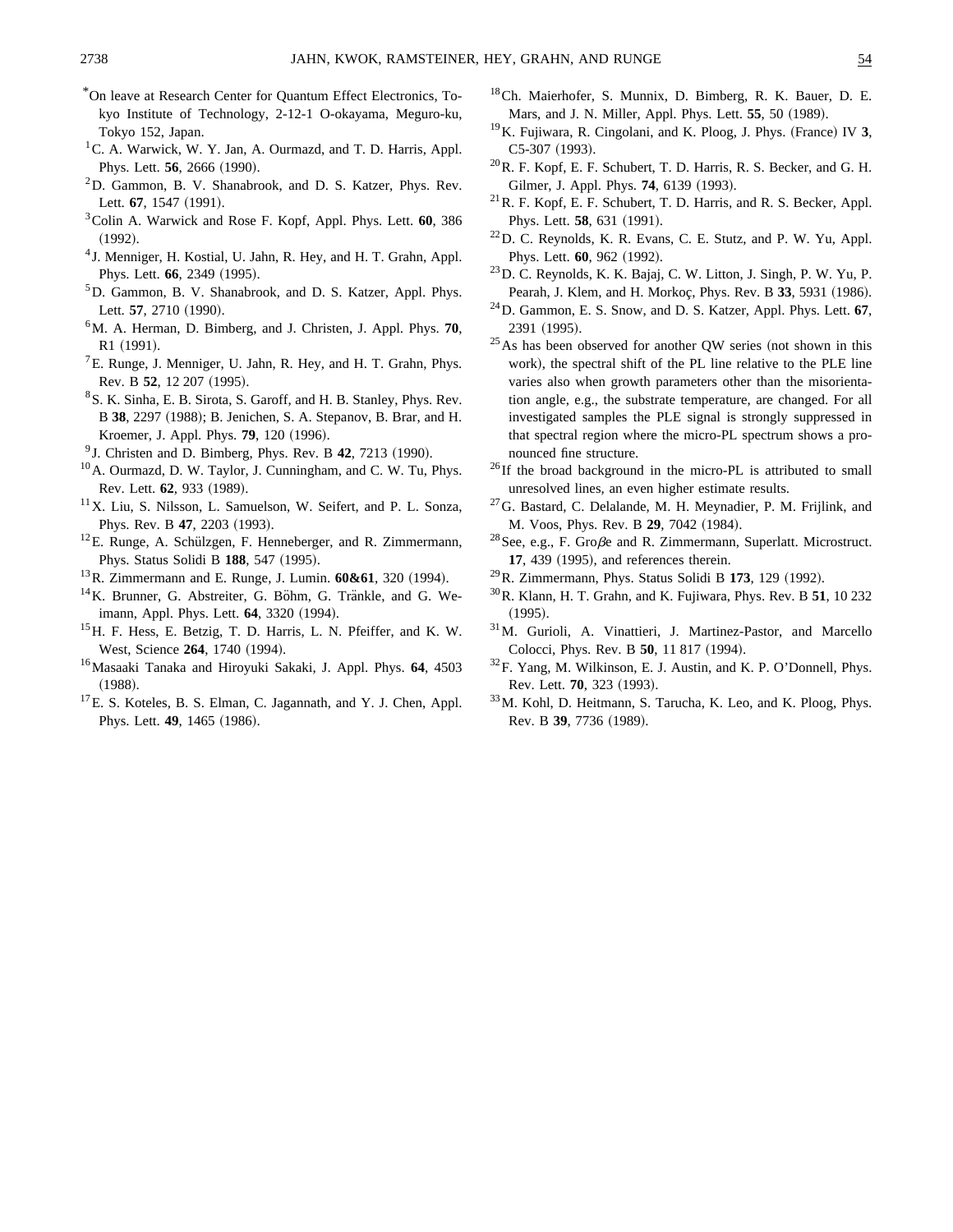[*]On leave at Research Center for Quantum Effect Electronics, Tokyo Institute of Technology, 2-12-1 O-okayama, Meguro-ku, Tokyo 152, Japan.

[1]C. A. Warwick, W. Y. Jan, A. Ourmazd, and T. D. Harris, Appl. Phys. Lett. **56**, 2666 (1990).

[2]D. Gammon, B. V. Shanabrook, and D. S. Katzer, Phys. Rev. Lett. **67**, 1547 (1991).

[3]Colin A. Warwick and Rose F. Kopf, Appl. Phys. Lett. **60**, 386 (1992).

[4]J. Menniger, H. Kostial, U. Jahn, R. Hey, and H. T. Grahn, Appl. Phys. Lett. **66**, 2349 (1995).

[5]D. Gammon, B. V. Shanabrook, and D. S. Katzer, Appl. Phys. Lett. **57**, 2710 (1990).

[6]M. A. Herman, D. Bimberg, and J. Christen, J. Appl. Phys. **70**, R1 (1991).

[7]E. Runge, J. Menniger, U. Jahn, R. Hey, and H. T. Grahn, Phys. Rev. B **52**, 12 207 (1995).

[8]S. K. Sinha, E. B. Sirota, S. Garoff, and H. B. Stanley, Phys. Rev. B **38**, 2297 (1988); B. Jenichen, S. A. Stepanov, B. Brar, and H. Kroemer, J. Appl. Phys. **79**, 120 (1996).

[9]J. Christen and D. Bimberg, Phys. Rev. B **42**, 7213 (1990).

[10]A. Ourmazd, D. W. Taylor, J. Cunningham, and C. W. Tu, Phys. Rev. Lett. **62**, 933 (1989).

[11]X. Liu, S. Nilsson, L. Samuelson, W. Seifert, and P. L. Sonza, Phys. Rev. B **47**, 2203 (1993).

[12]E. Runge, A. Schülzgen, F. Henneberger, and R. Zimmermann, Phys. Status Solidi B **188**, 547 (1995).

[13]R. Zimmermann and E. Runge, J. Lumin. **60&61**, 320 (1994).

[14]K. Brunner, G. Abstreiter, G. Böhm, G. Tränkle, and G. Weimann, Appl. Phys. Lett. **64**, 3320 (1994).

[15]H. F. Hess, E. Betzig, T. D. Harris, L. N. Pfeiffer, and K. W. West, Science **264**, 1740 (1994).

[16]Masaaki Tanaka and Hiroyuki Sakaki, J. Appl. Phys. **64**, 4503 (1988).

[17]E. S. Koteles, B. S. Elman, C. Jagannath, and Y. J. Chen, Appl. Phys. Lett. **49**, 1465 (1986).

[18]Ch. Maierhofer, S. Munnix, D. Bimberg, R. K. Bauer, D. E. Mars, and J. N. Miller, Appl. Phys. Lett. **55**, 50 (1989).

[19]K. Fujiwara, R. Cingolani, and K. Ploog, J. Phys. (France) IV **3**, C5-307 (1993).

[20]R. F. Kopf, E. F. Schubert, T. D. Harris, R. S. Becker, and G. H. Gilmer, J. Appl. Phys. **74**, 6139 (1993).

[21]R. F. Kopf, E. F. Schubert, T. D. Harris, and R. S. Becker, Appl. Phys. Lett. **58**, 631 (1991).

[22]D. C. Reynolds, K. R. Evans, C. E. Stutz, and P. W. Yu, Appl. Phys. Lett. **60**, 962 (1992).

[23]D. C. Reynolds, K. K. Bajaj, C. W. Litton, J. Singh, P. W. Yu, P. Pearah, J. Klem, and H. Morkoç, Phys. Rev. B **33**, 5931 (1986).

[24]D. Gammon, E. S. Snow, and D. S. Katzer, Appl. Phys. Lett. **67**, 2391 (1995).

[25]As has been observed for another QW series (not shown in this work), the spectral shift of the PL line relative to the PLE line varies also when growth parameters other than the misorientation angle, e.g., the substrate temperature, are changed. For all investigated samples the PLE signal is strongly suppressed in that spectral region where the micro-PL spectrum shows a pronounced fine structure.

[26]If the broad background in the micro-PL is attributed to small unresolved lines, an even higher estimate results.

[27]G. Bastard, C. Delalande, M. H. Meynadier, P. M. Frijlink, and M. Voos, Phys. Rev. B **29**, 7042 (1984).

[28]See, e.g., F. Gro$\beta$e and R. Zimmermann, Superlatt. Microstruct. **17**, 439 (1995), and references therein.

[29]R. Zimmermann, Phys. Status Solidi B **173**, 129 (1992).

[30]R. Klann, H. T. Grahn, and K. Fujiwara, Phys. Rev. B **51**, 10 232 (1995).

[31]M. Gurioli, A. Vinattieri, J. Martinez-Pastor, and Marcello Colocci, Phys. Rev. B **50**, 11 817 (1994).

[32]F. Yang, M. Wilkinson, E. J. Austin, and K. P. O'Donnell, Phys. Rev. Lett. **70**, 323 (1993).

[33]M. Kohl, D. Heitmann, S. Tarucha, K. Leo, and K. Ploog, Phys. Rev. B **39**, 7736 (1989).